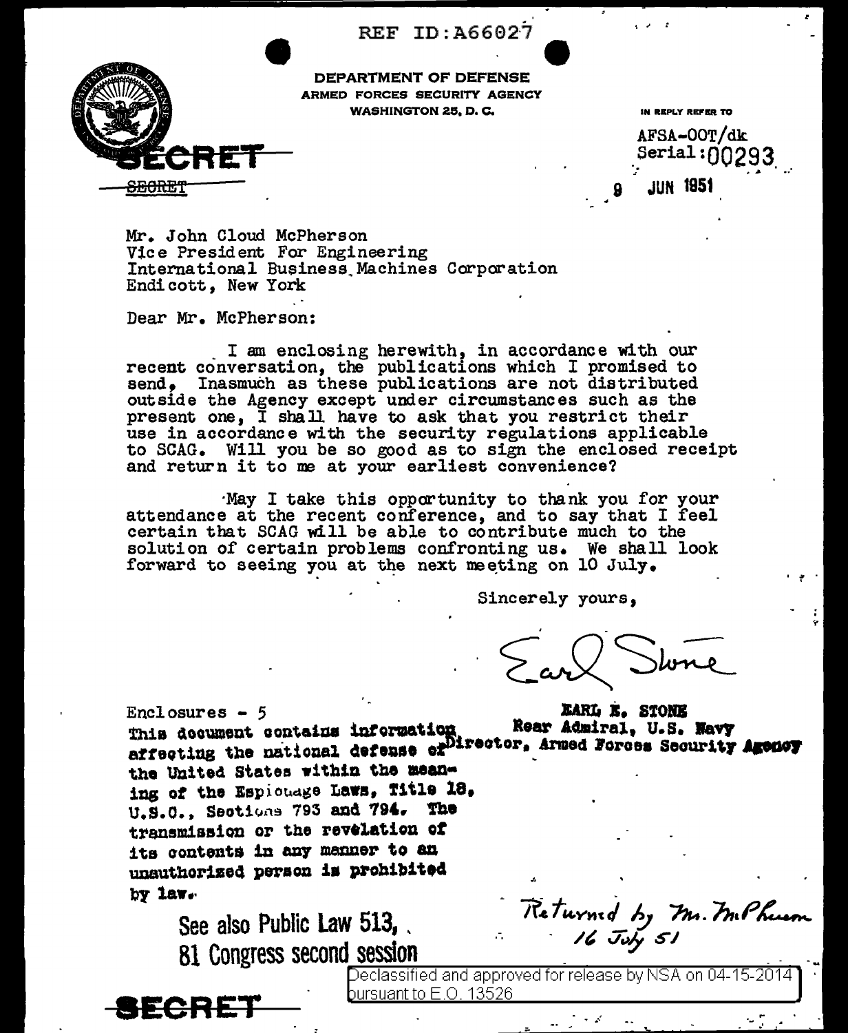REF ID:A66027

DEPARTMENT OF DEFENSE
ARMED FORCES SECURITY AGENCY
WASHINGTON 25, D. C.

**SECRET**

~~SECRET~~

IN REPLY REFER TO

AFSA-00T/dk
Serial:00293

9 JUN 1951

Mr. John Cloud McPherson
Vice President For Engineering
International Business Machines Corporation
Endicott, New York

Dear Mr. McPherson:

I am enclosing herewith, in accordance with our recent conversation, the publications which I promised to send. Inasmuch as these publications are not distributed outside the Agency except under circumstances such as the present one, I shall have to ask that you restrict their use in accordance with the security regulations applicable to SCAG. Will you be so good as to sign the enclosed receipt and return it to me at your earliest convenience?

May I take this opportunity to thank you for your attendance at the recent conference, and to say that I feel certain that SCAG will be able to contribute much to the solution of certain problems confronting us. We shall look forward to seeing you at the next meeting on 10 July.

Sincerely yours,

Earl Stone

EARL E. STONE
Rear Admiral, U.S. Navy
Director, Armed Forces Security Agency

Enclosures - 5

This document contains information affecting the national defense of the United States within the meaning of the Espionage Laws, Title 18, U.S.C., Sections 793 and 794. The transmission or the revelation of its contents in any manner to an unauthorized person is prohibited by law.

See also Public Law 513, 81 Congress second session

Returned by Mr. McPherson 16 July 51

Declassified and approved for release by NSA on 04-15-2014 pursuant to E.O. 13526

**SECRET**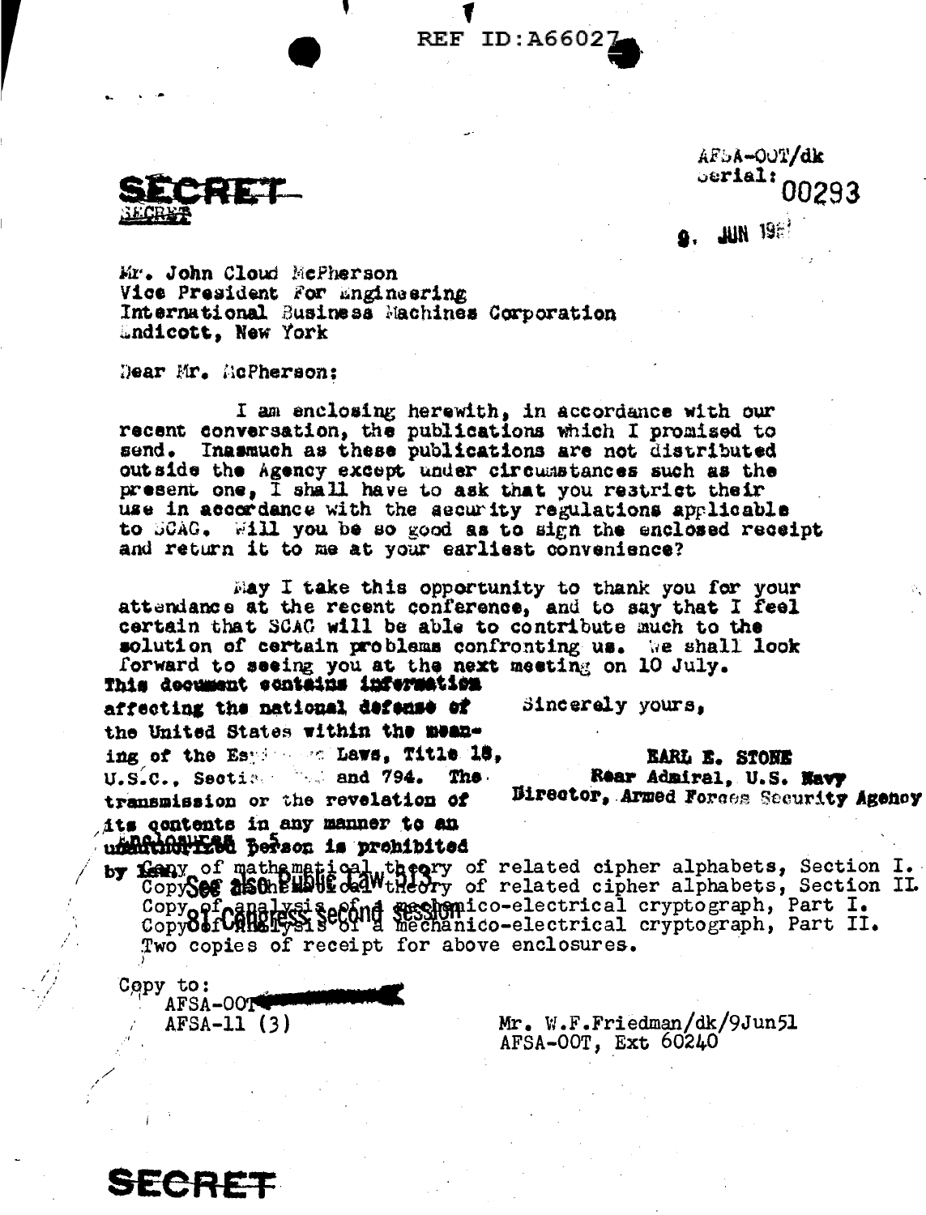REF ID:A66027

**SECRET**

AFSA-OOT/dk
Serial: 00293

9. JUN 1951

Mr. John Cloud McPherson
Vice President For Engineering
International Business Machines Corporation
Endicott, New York

Dear Mr. McPherson:

I am enclosing herewith, in accordance with our recent conversation, the publications which I promised to send. Inasmuch as these publications are not distributed outside the Agency except under circumstances such as the present one, I shall have to ask that you restrict their use in accordance with the security regulations applicable to SCAG. Will you be so good as to sign the enclosed receipt and return it to me at your earliest convenience?

May I take this opportunity to thank you for your attendance at the recent conference, and to say that I feel certain that SCAG will be able to contribute much to the solution of certain problems confronting us. We shall look forward to seeing you at the next meeting on 10 July.

Sincerely yours,

EARL E. STONE
Rear Admiral, U.S. Navy
Director, Armed Forces Security Agency

This document contains information affecting the national defense of the United States within the meaning of the Espionage Laws, Title 18, U.S.C., Sections 793 and 794. The transmission or the revelation of its contents in any manner to an unauthorized person is prohibited by law. See also Public Law 513, 81 Congress, Second Session.

Enclosures 5
Copy of mathematical theory of related cipher alphabets, Section I.
Copy of mathematical theory of related cipher alphabets, Section II.
Copy of analysis of a mechanico-electrical cryptograph, Part I.
Copy of analysis of a mechanico-electrical cryptograph, Part II.
Two copies of receipt for above enclosures.

Copy to:
AFSA-OOT
AFSA-11 (3)

Mr. W.F.Friedman/dk/9Jun51
AFSA-OOT, Ext 60240

**SECRET**